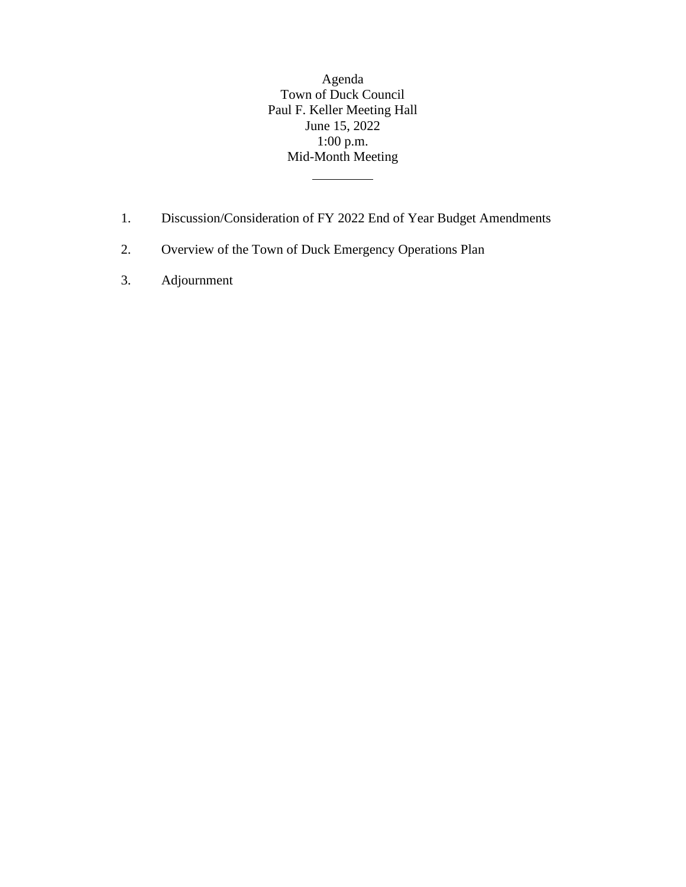Agenda
Town of Duck Council
Paul F. Keller Meeting Hall
June 15, 2022
1:00 p.m.
Mid-Month Meeting

---

1. Discussion/Consideration of FY 2022 End of Year Budget Amendments

2. Overview of the Town of Duck Emergency Operations Plan

3. Adjournment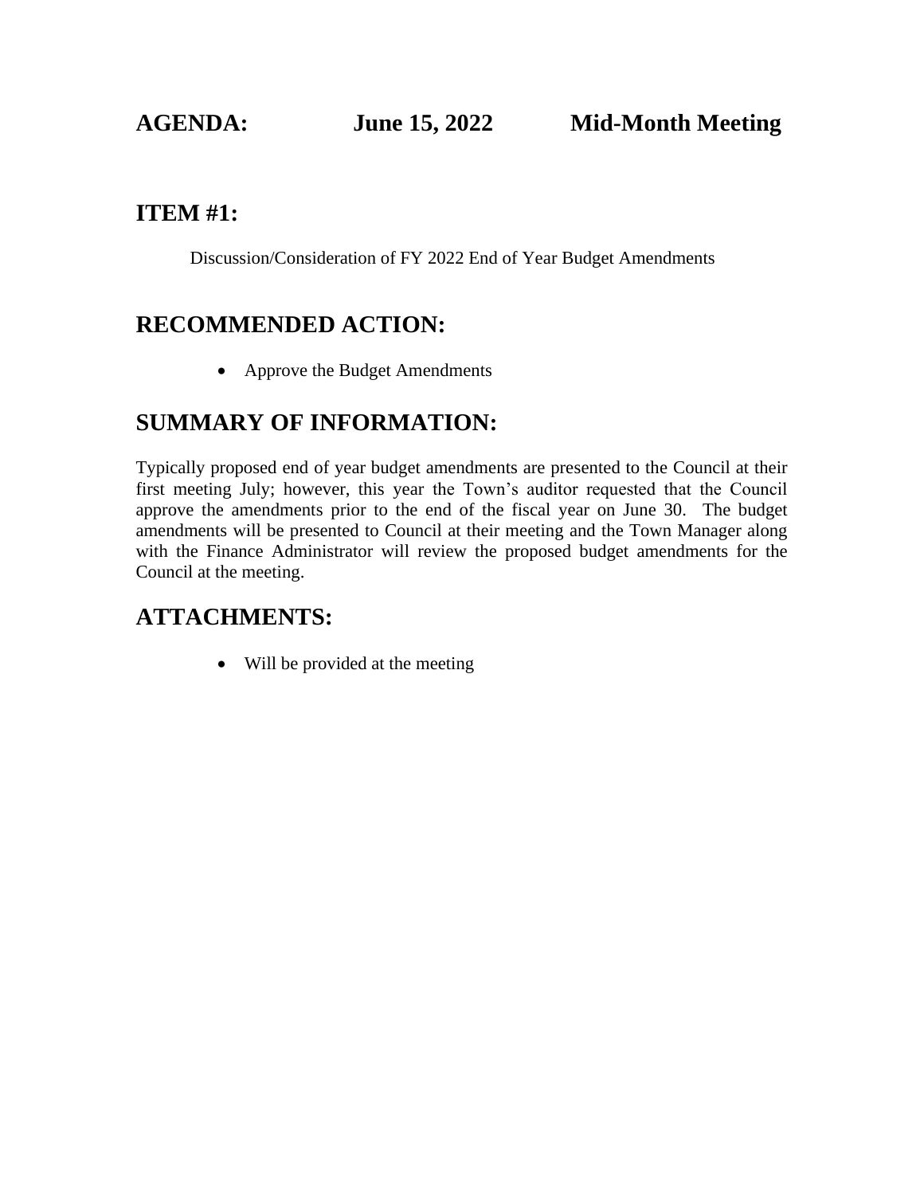## AGENDA: June 15, 2022 Mid-Month Meeting

## ITEM #1:

Discussion/Consideration of FY 2022 End of Year Budget Amendments

## RECOMMENDED ACTION:

- Approve the Budget Amendments

## SUMMARY OF INFORMATION:

Typically proposed end of year budget amendments are presented to the Council at their first meeting July; however, this year the Town's auditor requested that the Council approve the amendments prior to the end of the fiscal year on June 30. The budget amendments will be presented to Council at their meeting and the Town Manager along with the Finance Administrator will review the proposed budget amendments for the Council at the meeting.

## ATTACHMENTS:

- Will be provided at the meeting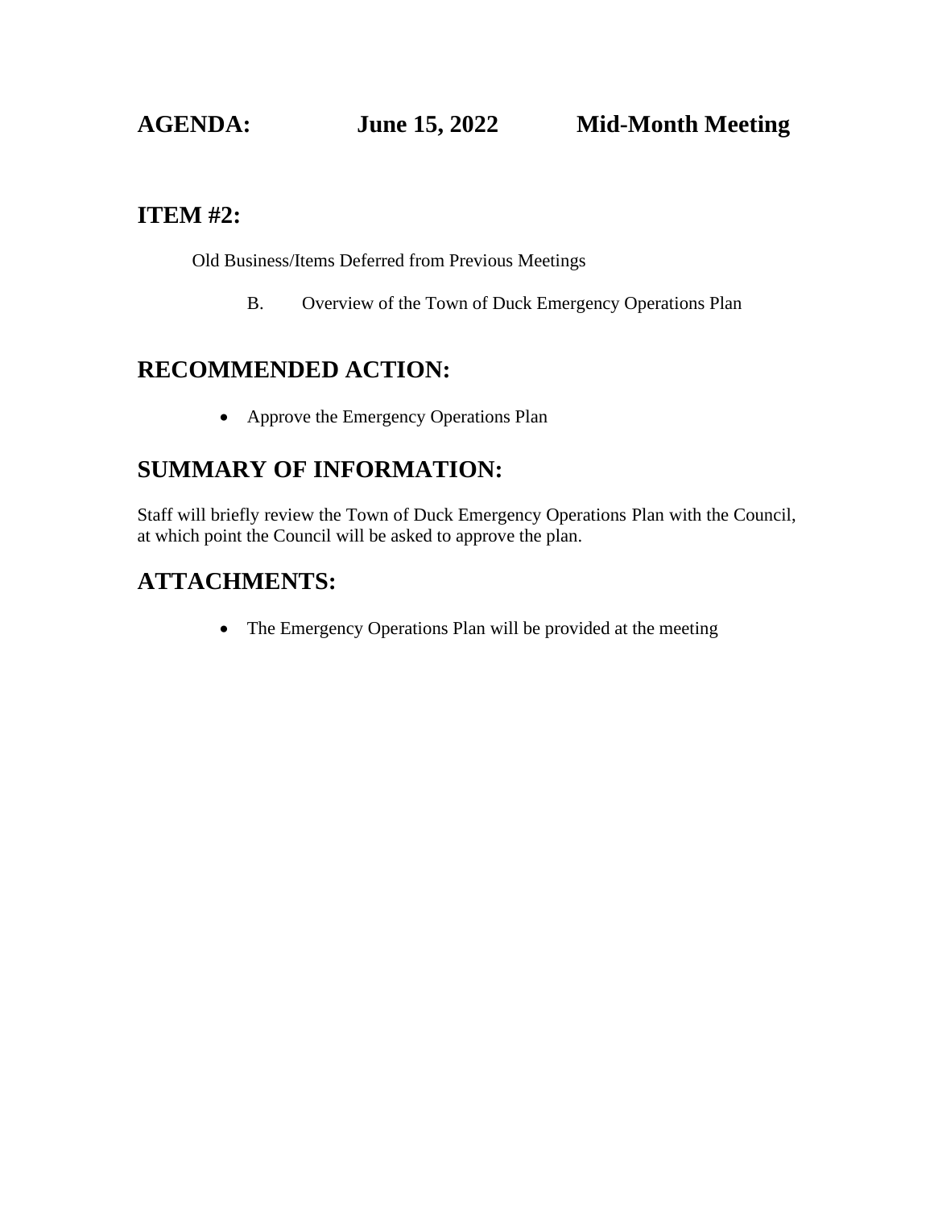# AGENDA: June 15, 2022 Mid-Month Meeting

## ITEM #2:

Old Business/Items Deferred from Previous Meetings

B. Overview of the Town of Duck Emergency Operations Plan

## RECOMMENDED ACTION:

- Approve the Emergency Operations Plan

## SUMMARY OF INFORMATION:

Staff will briefly review the Town of Duck Emergency Operations Plan with the Council, at which point the Council will be asked to approve the plan.

## ATTACHMENTS:

- The Emergency Operations Plan will be provided at the meeting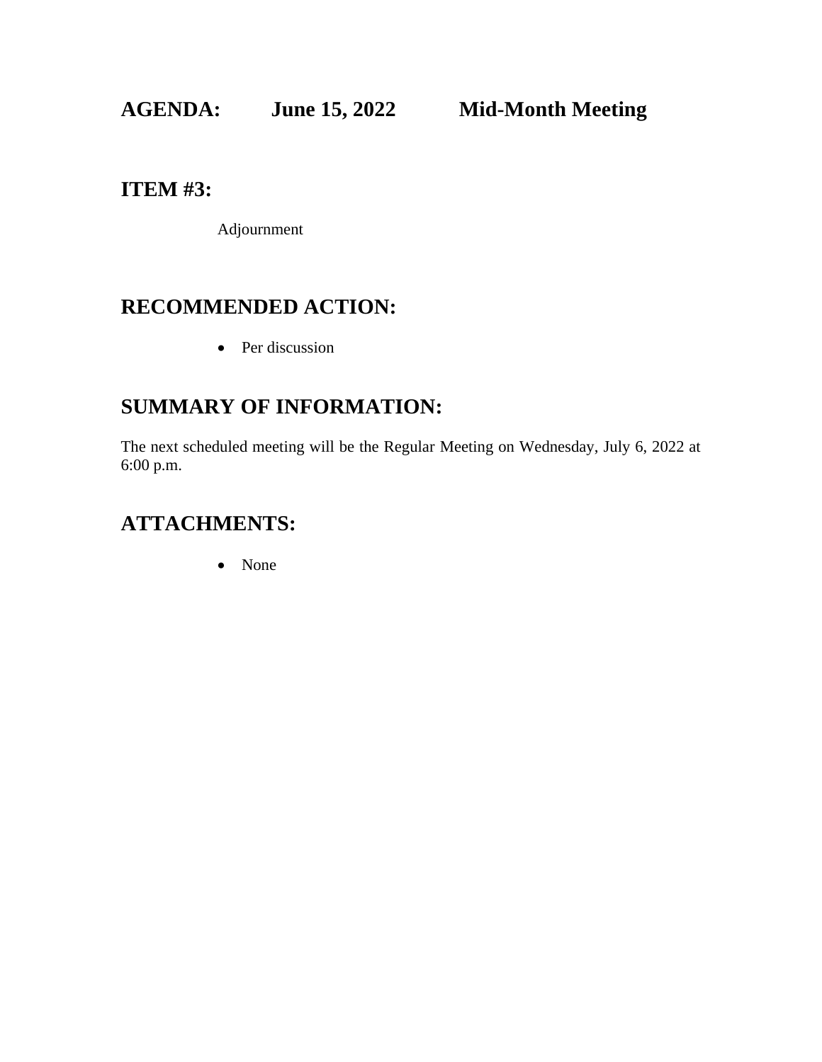## AGENDA: June 15, 2022 Mid-Month Meeting

## ITEM #3:

Adjournment

## RECOMMENDED ACTION:

- Per discussion

## SUMMARY OF INFORMATION:

The next scheduled meeting will be the Regular Meeting on Wednesday, July 6, 2022 at 6:00 p.m.

## ATTACHMENTS:

- None